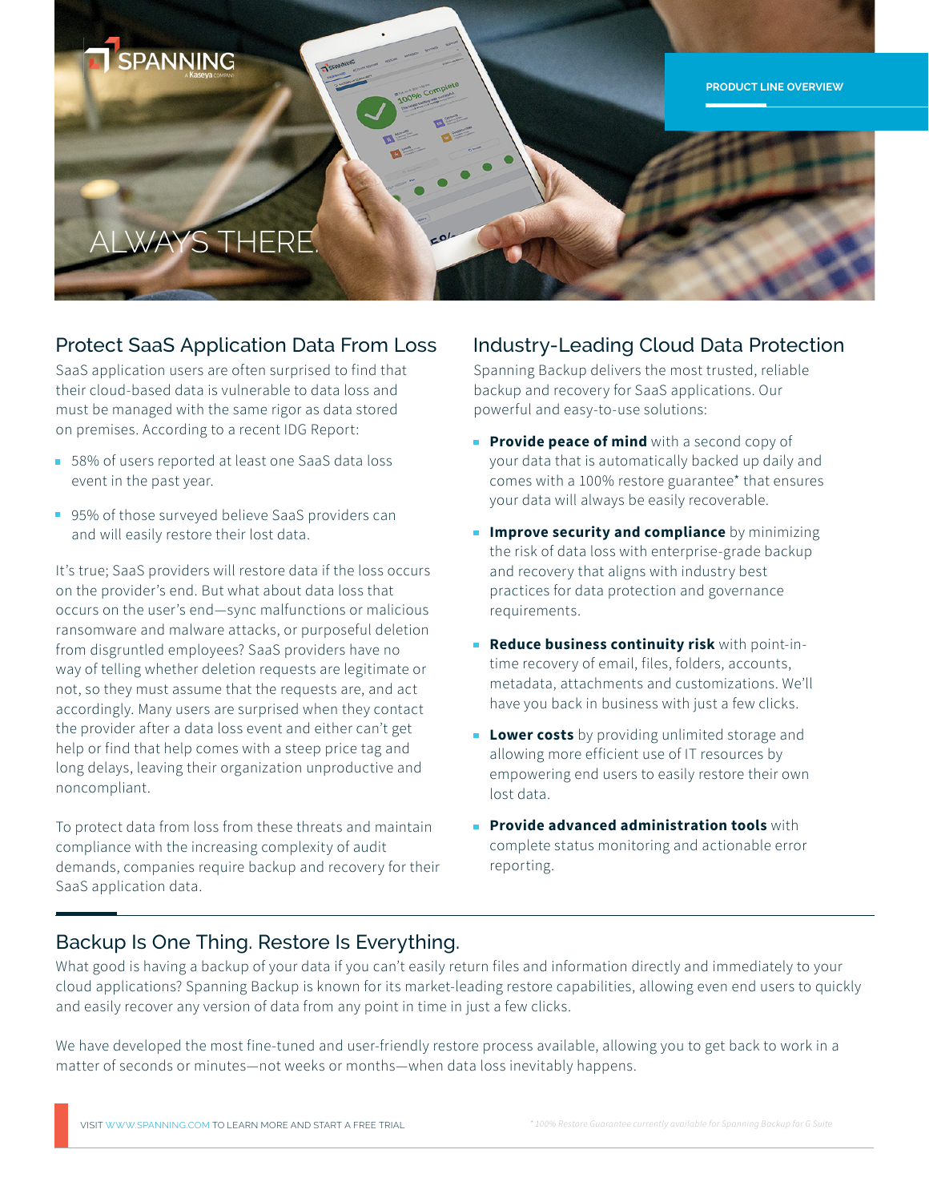SPANNING

PRODUCT LINE OVERVIEW

# ALWAYS THERE.

## Protect SaaS Application Data From Loss

SaaS application users are often surprised to find that their cloud-based data is vulnerable to data loss and must be managed with the same rigor as data stored on premises. According to a recent IDG Report:

- 58% of users reported at least one SaaS data loss event in the past year.
- 95% of those surveyed believe SaaS providers can and will easily restore their lost data.

It's true; SaaS providers will restore data if the loss occurs on the provider's end. But what about data loss that occurs on the user's end—sync malfunctions or malicious ransomware and malware attacks, or purposeful deletion from disgruntled employees? SaaS providers have no way of telling whether deletion requests are legitimate or not, so they must assume that the requests are, and act accordingly. Many users are surprised when they contact the provider after a data loss event and either can't get help or find that help comes with a steep price tag and long delays, leaving their organization unproductive and noncompliant.

To protect data from loss from these threats and maintain compliance with the increasing complexity of audit demands, companies require backup and recovery for their SaaS application data.

## Industry-Leading Cloud Data Protection

Spanning Backup delivers the most trusted, reliable backup and recovery for SaaS applications. Our powerful and easy-to-use solutions:

- **Provide peace of mind** with a second copy of your data that is automatically backed up daily and comes with a 100% restore guarantee* that ensures your data will always be easily recoverable.
- **Improve security and compliance** by minimizing the risk of data loss with enterprise-grade backup and recovery that aligns with industry best practices for data protection and governance requirements.
- **Reduce business continuity risk** with point-in-time recovery of email, files, folders, accounts, metadata, attachments and customizations. We'll have you back in business with just a few clicks.
- **Lower costs** by providing unlimited storage and allowing more efficient use of IT resources by empowering end users to easily restore their own lost data.
- **Provide advanced administration tools** with complete status monitoring and actionable error reporting.

## Backup Is One Thing. Restore Is Everything.

What good is having a backup of your data if you can't easily return files and information directly and immediately to your cloud applications? Spanning Backup is known for its market-leading restore capabilities, allowing even end users to quickly and easily recover any version of data from any point in time in just a few clicks.

We have developed the most fine-tuned and user-friendly restore process available, allowing you to get back to work in a matter of seconds or minutes—not weeks or months—when data loss inevitably happens.

VISIT WWW.SPANNING.COM TO LEARN MORE AND START A FREE TRIAL

*\* 100% Restore Guarantee currently available for Spanning Backup for G Suite*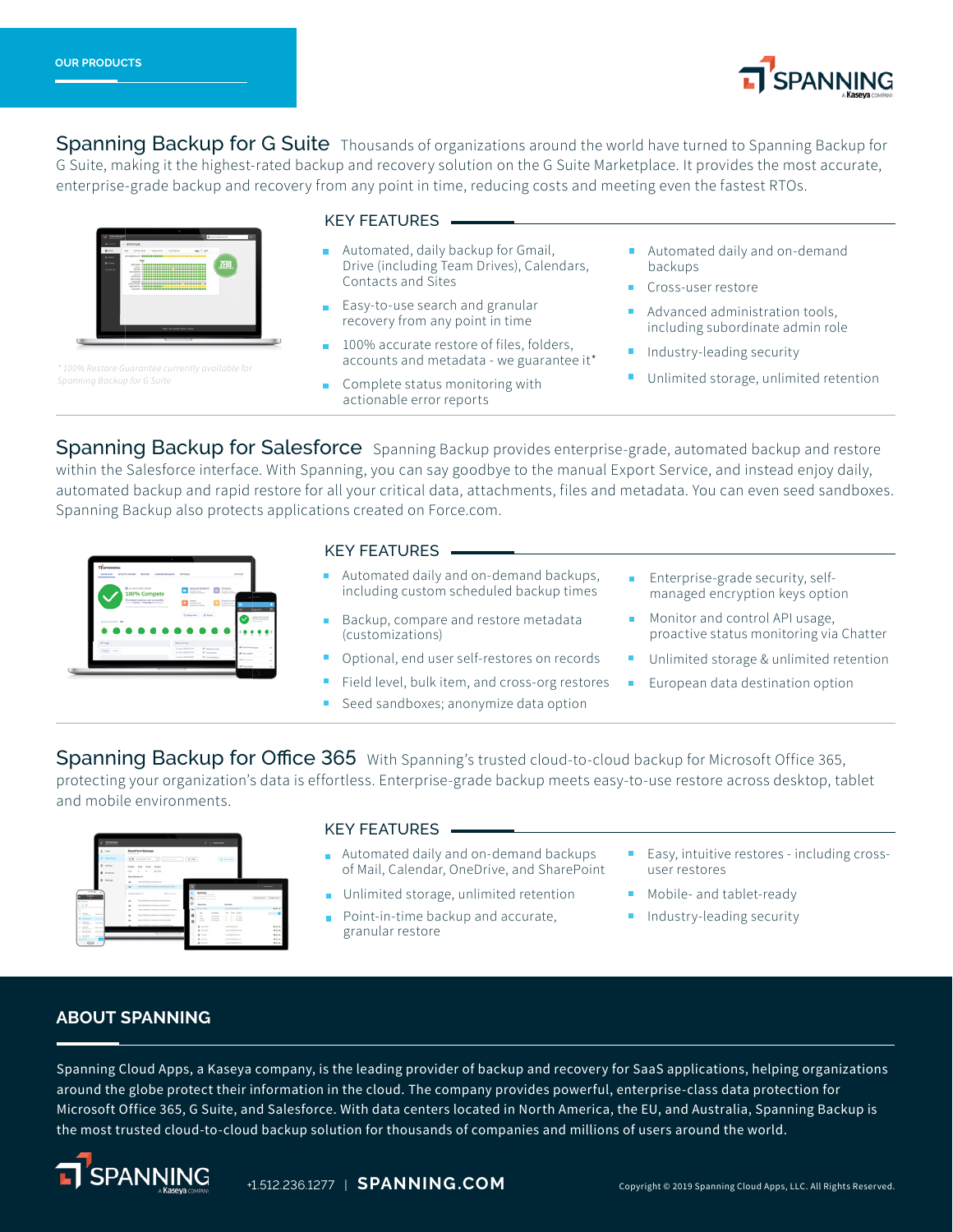OUR PRODUCTS

## Spanning Backup for G Suite

Thousands of organizations around the world have turned to Spanning Backup for G Suite, making it the highest-rated backup and recovery solution on the G Suite Marketplace. It provides the most accurate, enterprise-grade backup and recovery from any point in time, reducing costs and meeting even the fastest RTOs.

*100% Restore Guarantee currently available for Spanning Backup for G Suite

### KEY FEATURES

- Automated, daily backup for Gmail, Drive (including Team Drives), Calendars, Contacts and Sites
- Easy-to-use search and granular recovery from any point in time
- 100% accurate restore of files, folders, accounts and metadata - we guarantee it*
- Complete status monitoring with actionable error reports
- Automated daily and on-demand backups
- Cross-user restore
- Advanced administration tools, including subordinate admin role
- Industry-leading security
- Unlimited storage, unlimited retention

## Spanning Backup for Salesforce

Spanning Backup provides enterprise-grade, automated backup and restore within the Salesforce interface. With Spanning, you can say goodbye to the manual Export Service, and instead enjoy daily, automated backup and rapid restore for all your critical data, attachments, files and metadata. You can even seed sandboxes. Spanning Backup also protects applications created on Force.com.

### KEY FEATURES

- Automated daily and on-demand backups, including custom scheduled backup times
- Backup, compare and restore metadata (customizations)
- Optional, end user self-restores on records
- Field level, bulk item, and cross-org restores
- Seed sandboxes; anonymize data option
- Enterprise-grade security, self-managed encryption keys option
- Monitor and control API usage, proactive status monitoring via Chatter
- Unlimited storage & unlimited retention
- European data destination option

## Spanning Backup for Office 365

With Spanning's trusted cloud-to-cloud backup for Microsoft Office 365, protecting your organization's data is effortless. Enterprise-grade backup meets easy-to-use restore across desktop, tablet and mobile environments.

### KEY FEATURES

- Automated daily and on-demand backups of Mail, Calendar, OneDrive, and SharePoint
- Unlimited storage, unlimited retention
- Point-in-time backup and accurate, granular restore
- Easy, intuitive restores - including cross-user restores
- Mobile- and tablet-ready
- Industry-leading security

## ABOUT SPANNING

Spanning Cloud Apps, a Kaseya company, is the leading provider of backup and recovery for SaaS applications, helping organizations around the globe protect their information in the cloud. The company provides powerful, enterprise-class data protection for Microsoft Office 365, G Suite, and Salesforce. With data centers located in North America, the EU, and Australia, Spanning Backup is the most trusted cloud-to-cloud backup solution for thousands of companies and millions of users around the world.

+1.512.236.1277 | **SPANNING.COM**

Copyright © 2019 Spanning Cloud Apps, LLC. All Rights Reserved.